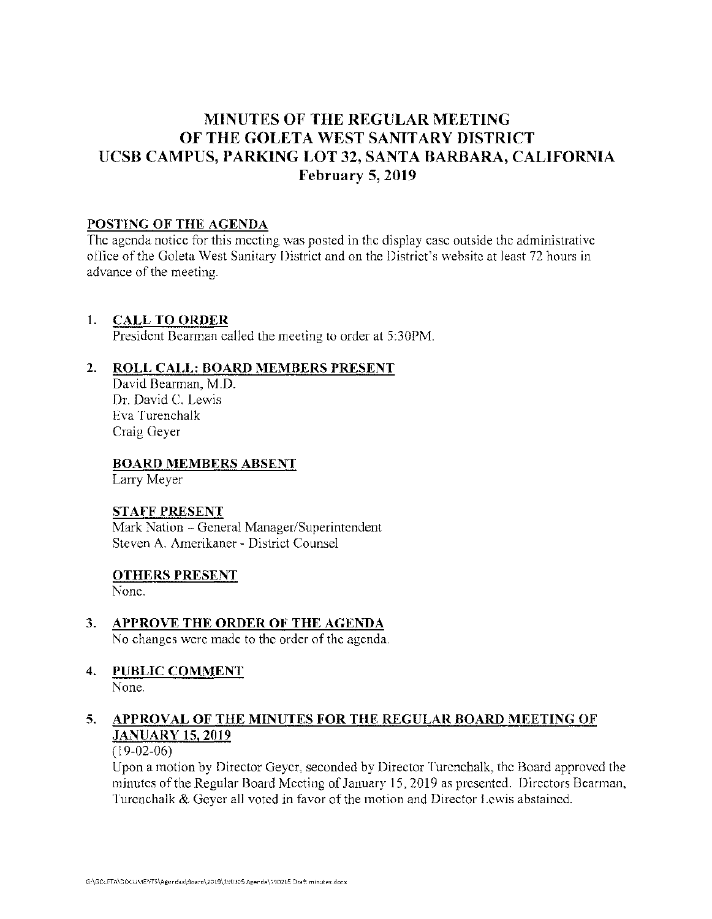# MINUTES OF THE REGULAR MEETING OF THE GOLETA WEST SANITARY DISTRICT UCSB CAMPUS, PARKING LOT 32, SANTA BARBARA, CALIFORNIA February 5, 2019

**POSTING OF THE AGENDA**

The agenda notice for this meeting was posted in the display case outside the administrative office of the Goleta West Sanitary District and on the District's website at least 72 hours in advance of the meeting.

1. **CALL TO ORDER**

   President Bearman called the meeting to order at 5:30PM.

2. **ROLL CALL: BOARD MEMBERS PRESENT**

   David Bearman, M.D.
   Dr. David C. Lewis
   Eva Turenchalk
   Craig Geyer

   **BOARD MEMBERS ABSENT**

   Larry Meyer

   **STAFF PRESENT**

   Mark Nation – General Manager/Superintendent
   Steven A. Amerikaner - District Counsel

   **OTHERS PRESENT**

   None.

3. **APPROVE THE ORDER OF THE AGENDA**

   No changes were made to the order of the agenda.

4. **PUBLIC COMMENT**

   None.

5. **APPROVAL OF THE MINUTES FOR THE REGULAR BOARD MEETING OF JANUARY 15, 2019**

   (19-02-06)

   Upon a motion by Director Geyer, seconded by Director Turenchalk, the Board approved the minutes of the Regular Board Meeting of January 15, 2019 as presented. Directors Bearman, Turenchalk & Geyer all voted in favor of the motion and Director Lewis abstained.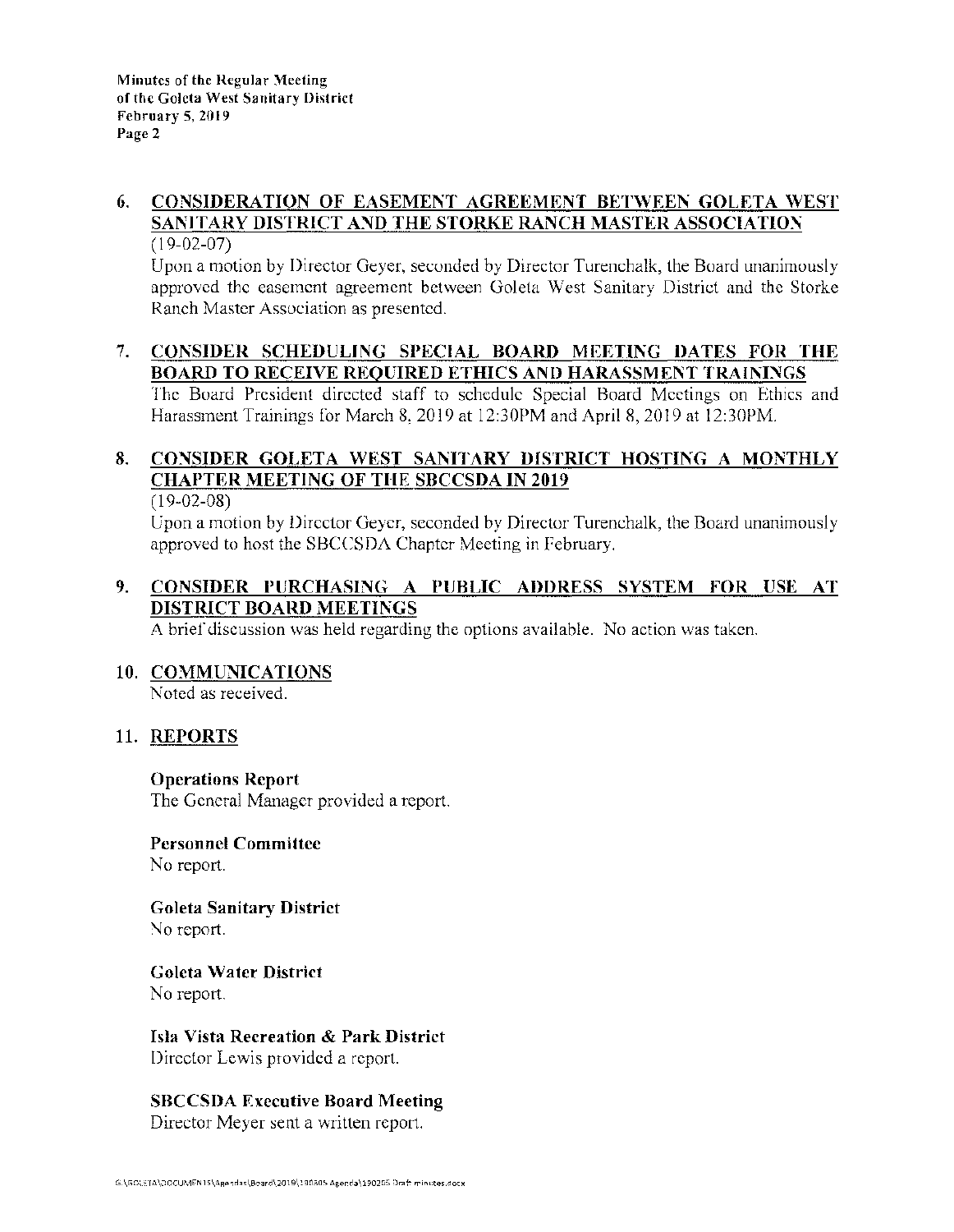6. **<u>CONSIDERATION OF EASEMENT AGREEMENT BETWEEN GOLETA WEST SANITARY DISTRICT AND THE STORKE RANCH MASTER ASSOCIATION</u>**
   (19-02-07)
   Upon a motion by Director Geyer, seconded by Director Turenchalk, the Board unanimously approved the easement agreement between Goleta West Sanitary District and the Storke Ranch Master Association as presented.

7. **<u>CONSIDER SCHEDULING SPECIAL BOARD MEETING DATES FOR THE BOARD TO RECEIVE REQUIRED ETHICS AND HARASSMENT TRAININGS</u>**
   The Board President directed staff to schedule Special Board Meetings on Ethics and Harassment Trainings for March 8, 2019 at 12:30PM and April 8, 2019 at 12:30PM.

8. **<u>CONSIDER GOLETA WEST SANITARY DISTRICT HOSTING A MONTHLY CHAPTER MEETING OF THE SBCCSDA IN 2019</u>**
   (19-02-08)
   Upon a motion by Director Geyer, seconded by Director Turenchalk, the Board unanimously approved to host the SBCCSDA Chapter Meeting in February.

9. **<u>CONSIDER PURCHASING A PUBLIC ADDRESS SYSTEM FOR USE AT DISTRICT BOARD MEETINGS</u>**
   A brief discussion was held regarding the options available. No action was taken.

10. **<u>COMMUNICATIONS</u>**
    Noted as received.

11. **<u>REPORTS</u>**

    **Operations Report**
    The General Manager provided a report.

    **Personnel Committee**
    No report.

    **Goleta Sanitary District**
    No report.

    **Goleta Water District**
    No report.

    **Isla Vista Recreation & Park District**
    Director Lewis provided a report.

    **SBCCSDA Executive Board Meeting**
    Director Meyer sent a written report.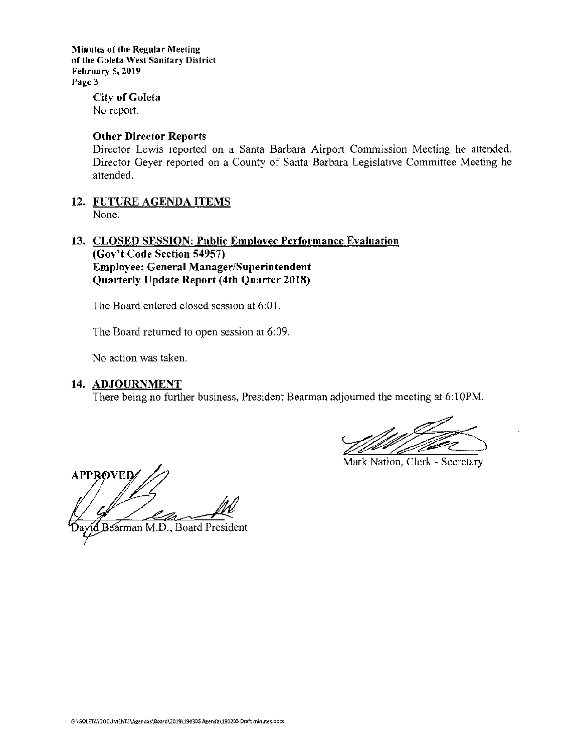**City of Goleta**
No report.

**Other Director Reports**
Director Lewis reported on a Santa Barbara Airport Commission Meeting he attended. Director Geyer reported on a County of Santa Barbara Legislative Committee Meeting he attended.

## 12. FUTURE AGENDA ITEMS

None.

## 13. CLOSED SESSION: Public Employee Performance Evaluation

**(Gov't Code Section 54957)**
**Employee: General Manager/Superintendent**
**Quarterly Update Report (4th Quarter 2018)**

The Board entered closed session at 6:01.

The Board returned to open session at 6:09.

No action was taken.

## 14. ADJOURNMENT

There being no further business, President Bearman adjourned the meeting at 6:10PM.

Mark Nation, Clerk - Secretary

APPROVED

David Bearman M.D., Board President

G:\GOLETA\DOCUMENTS\Agendas\Board\2019\190305 Agenda\190205 Draft minutes.docx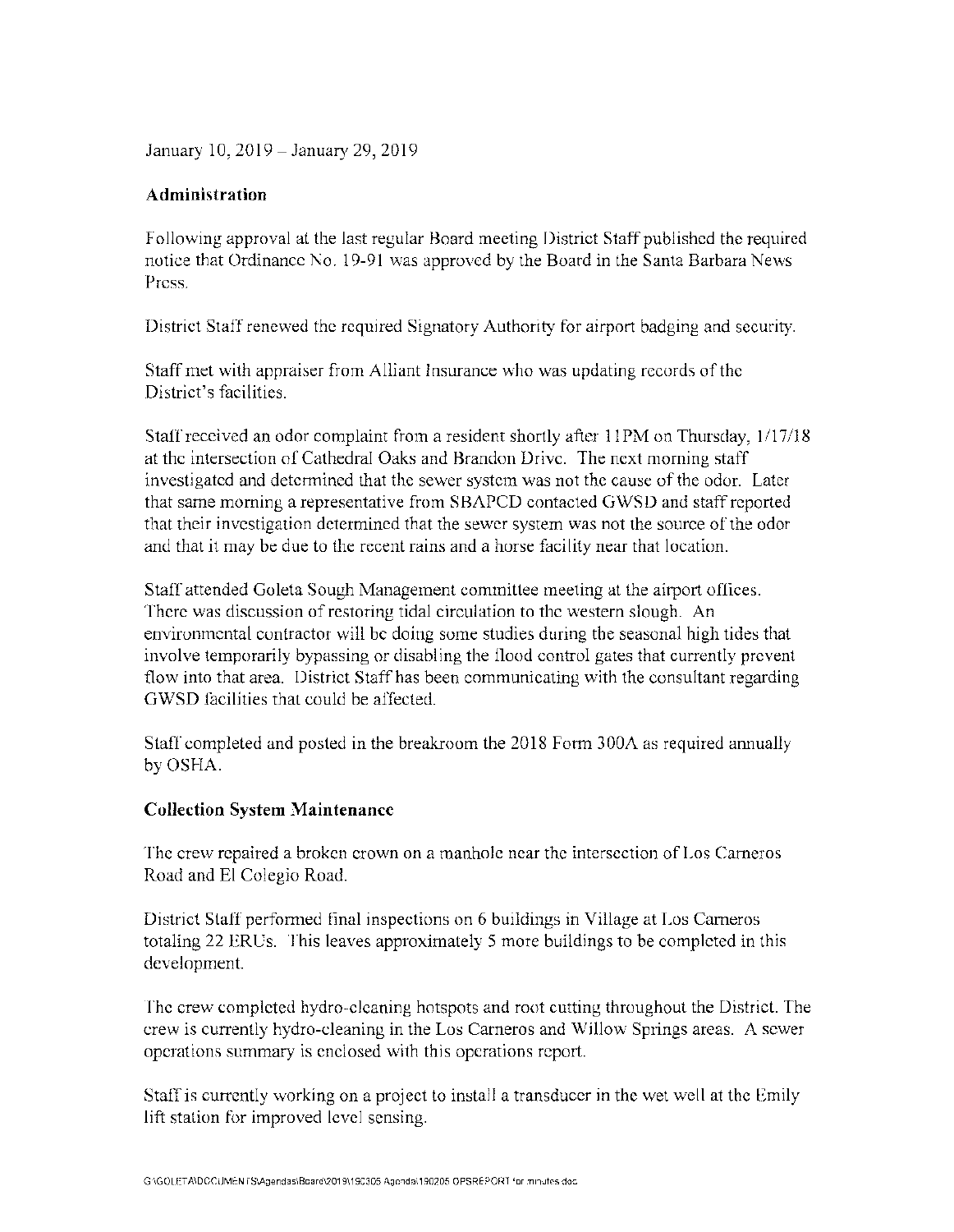January 10, 2019 – January 29, 2019

**Administration**

Following approval at the last regular Board meeting District Staff published the required notice that Ordinance No. 19-91 was approved by the Board in the Santa Barbara News Press.

District Staff renewed the required Signatory Authority for airport badging and security.

Staff met with appraiser from Alliant Insurance who was updating records of the District's facilities.

Staff received an odor complaint from a resident shortly after 11PM on Thursday, 1/17/18 at the intersection of Cathedral Oaks and Brandon Drive. The next morning staff investigated and determined that the sewer system was not the cause of the odor. Later that same morning a representative from SBAPCD contacted GWSD and staff reported that their investigation determined that the sewer system was not the source of the odor and that it may be due to the recent rains and a horse facility near that location.

Staff attended Goleta Sough Management committee meeting at the airport offices. There was discussion of restoring tidal circulation to the western slough. An environmental contractor will be doing some studies during the seasonal high tides that involve temporarily bypassing or disabling the flood control gates that currently prevent flow into that area. District Staff has been communicating with the consultant regarding GWSD facilities that could be affected.

Staff completed and posted in the breakroom the 2018 Form 300A as required annually by OSHA.

**Collection System Maintenance**

The crew repaired a broken crown on a manhole near the intersection of Los Carneros Road and El Colegio Road.

District Staff performed final inspections on 6 buildings in Village at Los Carneros totaling 22 ERUs. This leaves approximately 5 more buildings to be completed in this development.

The crew completed hydro-cleaning hotspots and root cutting throughout the District. The crew is currently hydro-cleaning in the Los Carneros and Willow Springs areas. A sewer operations summary is enclosed with this operations report.

Staff is currently working on a project to install a transducer in the wet well at the Emily lift station for improved level sensing.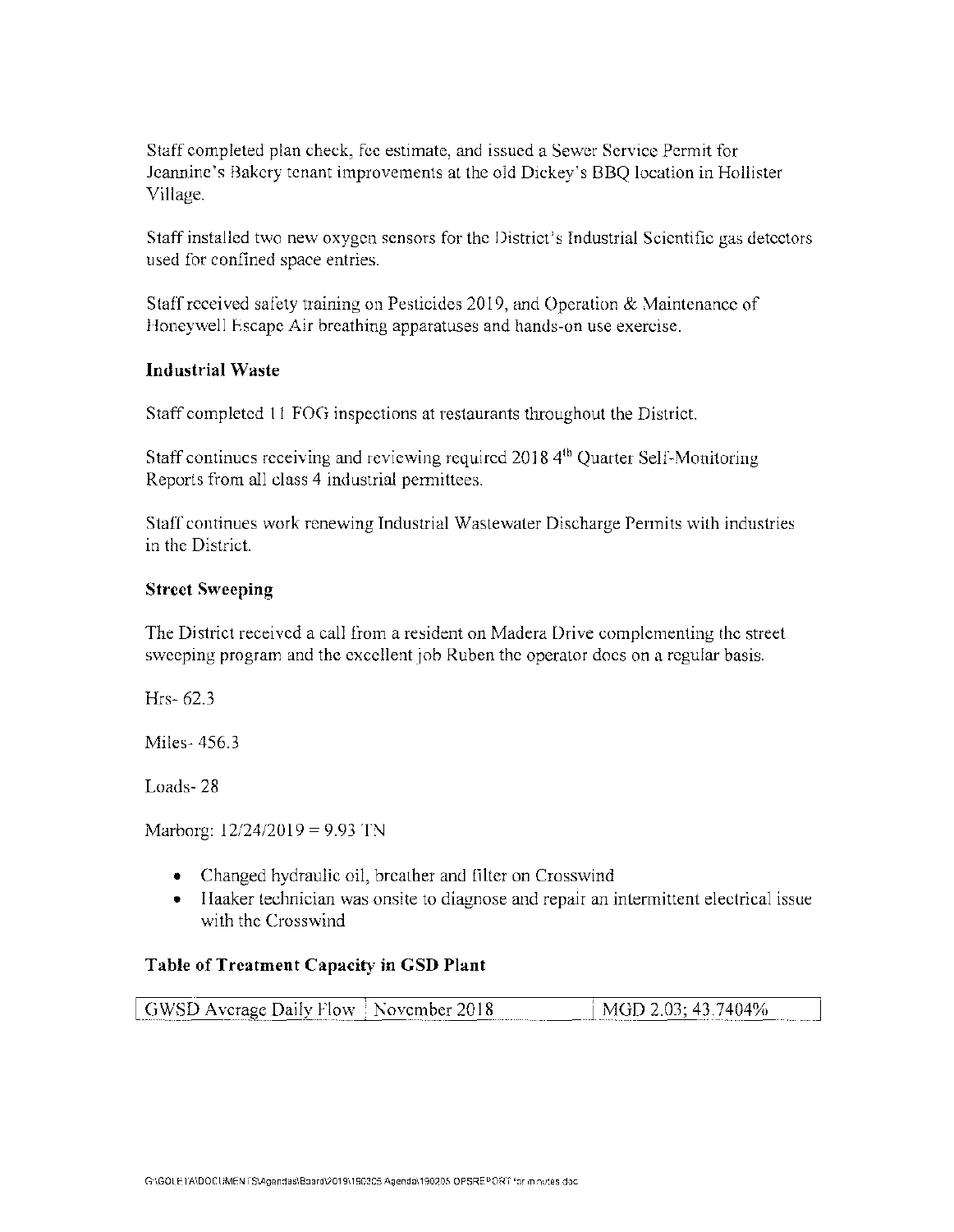Staff completed plan check, fee estimate, and issued a Sewer Service Permit for Jeannine's Bakery tenant improvements at the old Dickey's BBQ location in Hollister Village.

Staff installed two new oxygen sensors for the District's Industrial Scientific gas detectors used for confined space entries.

Staff received safety training on Pesticides 2019, and Operation & Maintenance of Honeywell Escape Air breathing apparatuses and hands-on use exercise.

### Industrial Waste

Staff completed 11 FOG inspections at restaurants throughout the District.

Staff continues receiving and reviewing required 2018 4th Quarter Self-Monitoring Reports from all class 4 industrial permittees.

Staff continues work renewing Industrial Wastewater Discharge Permits with industries in the District.

### Street Sweeping

The District received a call from a resident on Madera Drive complementing the street sweeping program and the excellent job Ruben the operator does on a regular basis.

Hrs- 62.3

Miles- 456.3

Loads- 28

Marborg: 12/24/2019 = 9.93 TN

- Changed hydraulic oil, breather and filter on Crosswind
- Haaker technician was onsite to diagnose and repair an intermittent electrical issue with the Crosswind

### Table of Treatment Capacity in GSD Plant

| GWSD Average Daily Flow | November 2018 | MGD 2.03; 43.7404% |
|---|---|---|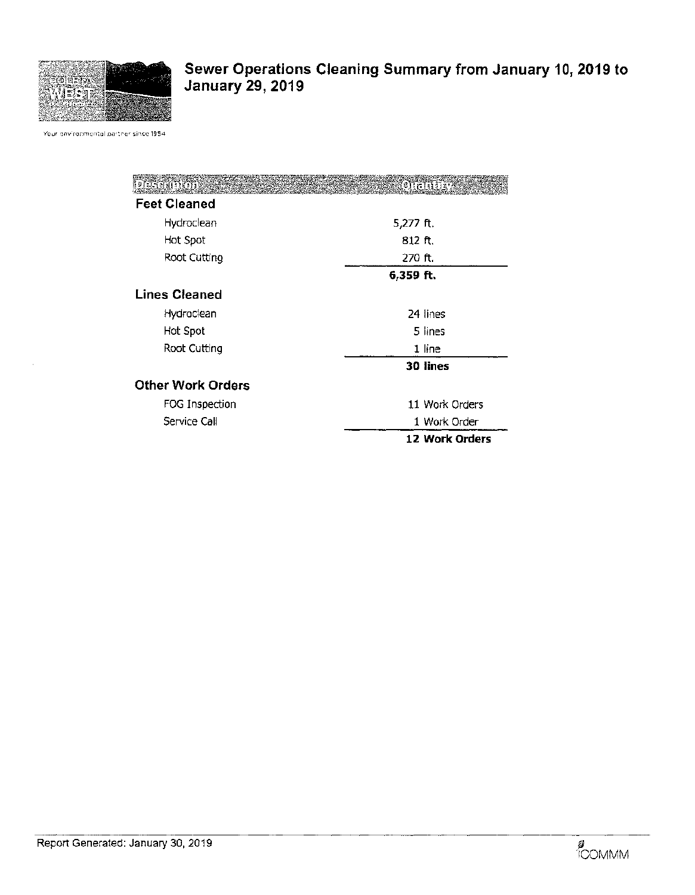# Sewer Operations Cleaning Summary from January 10, 2019 to January 29, 2019

Your environmental partner since 1954

| Description | Quantity |
|---|---|
| **Feet Cleaned** | |
| Hydroclean | 5,277 ft. |
| Hot Spot | 812 ft. |
| Root Cutting | 270 ft. |
| | **6,359 ft.** |
| **Lines Cleaned** | |
| Hydroclean | 24 lines |
| Hot Spot | 5 lines |
| Root Cutting | 1 line |
| | **30 lines** |
| **Other Work Orders** | |
| FOG Inspection | 11 Work Orders |
| Service Call | 1 Work Order |
| | **12 Work Orders** |

Report Generated: January 30, 2019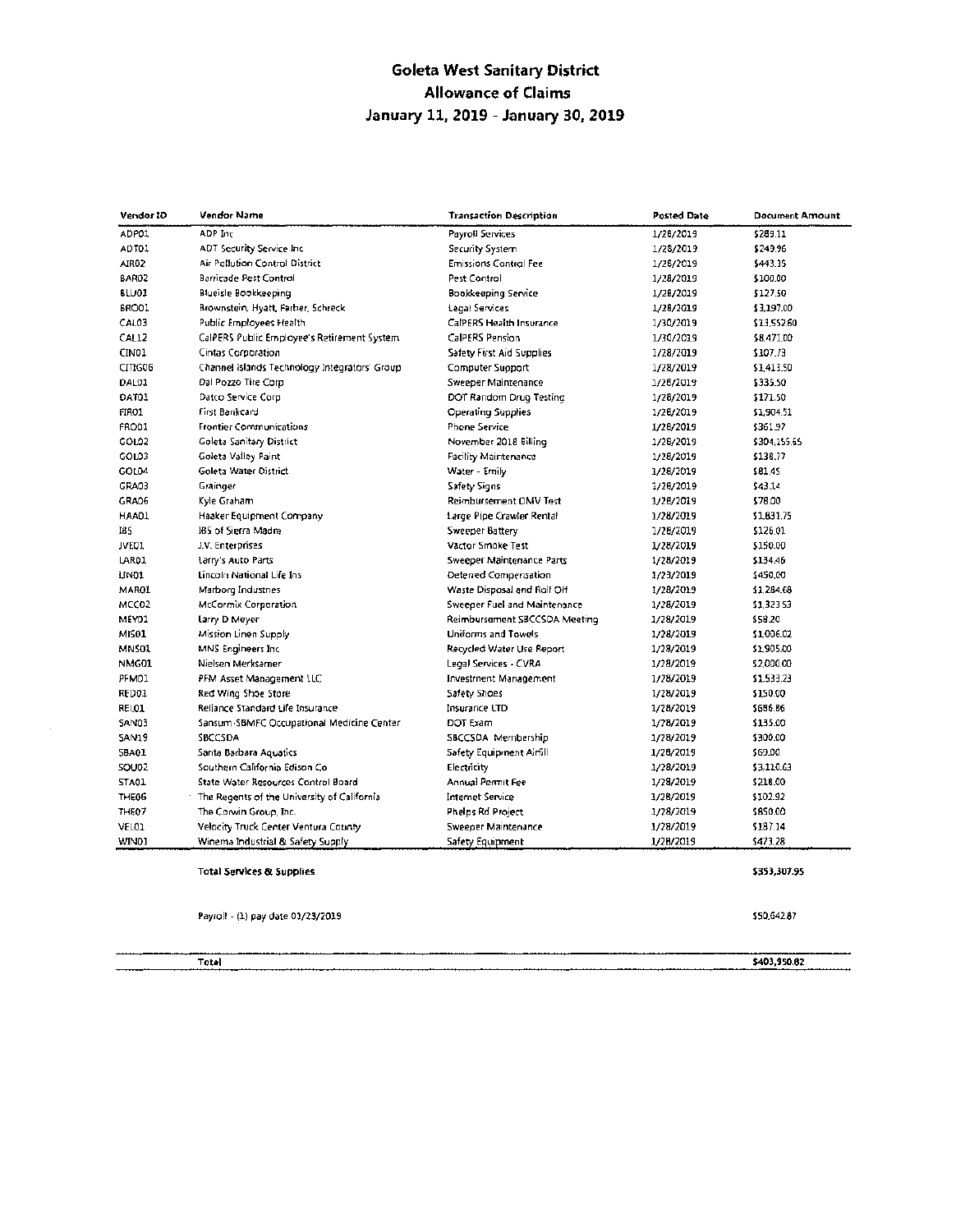# Goleta West Sanitary District
## Allowance of Claims
### January 11, 2019 - January 30, 2019

| Vendor ID | Vendor Name | Transaction Description | Posted Date | Document Amount |
|---|---|---|---|---|
| ADP01 | ADP Inc | Payroll Services | 1/28/2019 | $289.11 |
| ADT01 | ADT Security Service Inc | Security System | 1/28/2019 | $249.96 |
| AIR02 | Air Pollution Control District | Emissions Control Fee | 1/28/2019 | $443.35 |
| BAR02 | Barricade Pest Control | Pest Control | 1/28/2019 | $100.00 |
| BLU01 | Blueisle Bookkeeping | Bookkeeping Service | 1/28/2019 | $127.50 |
| BRO01 | Brownstein, Hyatt, Farber, Schreck | Legal Services | 1/28/2019 | $3,197.00 |
| CAL03 | Public Employees Health | CalPERS Health Insurance | 1/30/2019 | $13,552.60 |
| CAL12 | CalPERS Public Employee's Retirement System | CalPERS Pension | 1/30/2019 | $8,471.00 |
| CIN01 | Cintas Corporation | Safety First Aid Supplies | 1/28/2019 | $107.73 |
| CITIG06 | Channel Islands Technology Integrators' Group | Computer Support | 1/28/2019 | $1,413.50 |
| DAL01 | Dal Pozzo Tire Corp | Sweeper Maintenance | 1/28/2019 | $335.50 |
| DAT01 | Datco Service Corp | DOT Random Drug Testing | 1/28/2019 | $171.50 |
| FIR01 | First Bankcard | Operating Supplies | 1/28/2019 | $1,904.51 |
| FRO01 | Frontier Communications | Phone Service | 1/28/2019 | $361.97 |
| GOL02 | Goleta Sanitary District | November 2018 Billing | 1/28/2019 | $304,155.65 |
| GOL03 | Goleta Valley Paint | Facility Maintenance | 1/28/2019 | $138.77 |
| GOL04 | Goleta Water District | Water - Emily | 1/28/2019 | $81.45 |
| GRA03 | Grainger | Safety Signs | 1/28/2019 | $43.14 |
| GRA06 | Kyle Graham | Reimbursement DMV Test | 1/28/2019 | $78.00 |
| HAA01 | Haaker Equipment Company | Large Pipe Crawler Rental | 1/28/2019 | $1,831.75 |
| IBS | IBS of Sierra Madre | Sweeper Battery | 1/28/2019 | $126.01 |
| JVE01 | J.V. Enterprises | Vactor Smoke Test | 1/28/2019 | $150.00 |
| LAR01 | Larry's Auto Parts | Sweeper Maintenance Parts | 1/28/2019 | $134.46 |
| LIN01 | Lincoln National Life Ins | Deferred Compensation | 1/23/2019 | $450.00 |
| MAR01 | Marborg Industries | Waste Disposal and Roll Off | 1/28/2019 | $1,284.68 |
| MCC02 | McCormix Corporation | Sweeper Fuel and Maintenance | 1/28/2019 | $1,323.53 |
| MEY01 | Larry D Meyer | Reimbursement SBCCSDA Meeting | 1/28/2019 | $58.20 |
| MIS01 | Mission Linen Supply | Uniforms and Towels | 1/28/2019 | $1,006.02 |
| MNS01 | MNS Engineers Inc | Recycled Water Use Report | 1/28/2019 | $1,905.00 |
| NMG01 | Nielsen Merksamer | Legal Services - CVRA | 1/28/2019 | $2,000.00 |
| PFM01 | PFM Asset Management LLC | Investment Management | 1/28/2019 | $1,533.23 |
| RED01 | Red Wing Shoe Store | Safety Shoes | 1/28/2019 | $150.00 |
| REL01 | Reliance Standard Life Insurance | Insurance LTD | 1/28/2019 | $686.86 |
| SAN03 | Sansum-SBMFC Occupational Medicine Center | DOT Exam | 1/28/2019 | $135.00 |
| SAN19 | SBCCSDA | SBCCSDA Membership | 1/28/2019 | $300.00 |
| SBA01 | Santa Barbara Aquatics | Safety Equipment Airfill | 1/28/2019 | $69.00 |
| SOU02 | Southern California Edison Co | Electricity | 1/28/2019 | $3,110.63 |
| STA01 | State Water Resources Control Board | Annual Permit Fee | 1/28/2019 | $218.00 |
| THE06 | The Regents of the University of California | Internet Service | 1/28/2019 | $102.92 |
| THE07 | The Corwin Group, Inc. | Phelps Rd Project | 1/28/2019 | $850.00 |
| VEL01 | Velocity Truck Center Ventura County | Sweeper Maintenance | 1/28/2019 | $187.14 |
| WIN01 | Winema Industrial & Safety Supply | Safety Equipment | 1/28/2019 | $473.28 |

| | | | | |
|---|---|---|---|---|
| | **Total Services & Supplies** | | | **$353,307.95** |
| | Payroll - (1) pay date 01/23/2019 | | | $50,642.87 |
| | **Total** | | | **$403,950.82** |